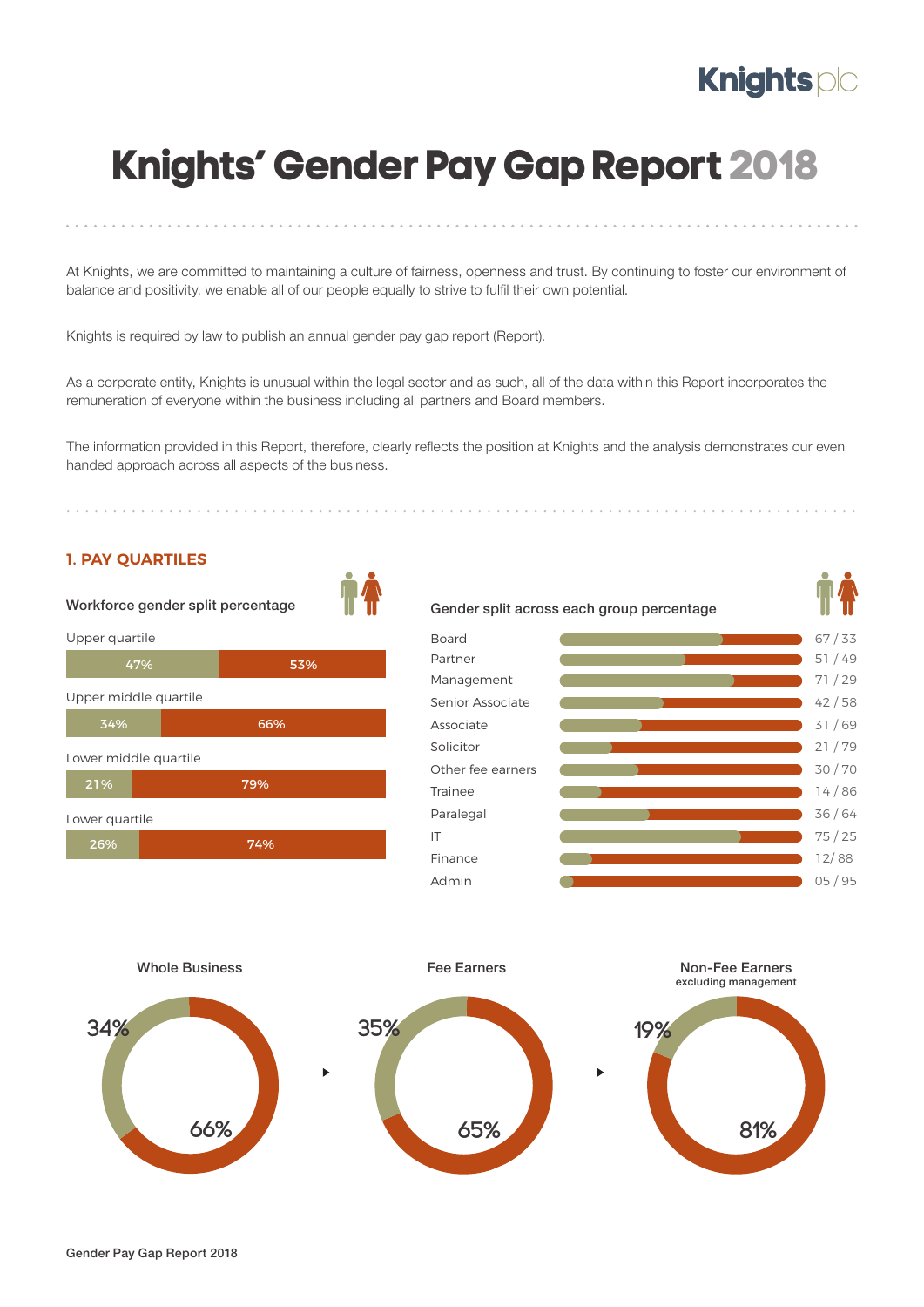Knights plc

# Knights' Gender Pay Gap Report 2018

At Knights, we are committed to maintaining a culture of fairness, openness and trust. By continuing to foster our environment of balance and positivity, we enable all of our people equally to strive to fulfil their own potential.

Knights is required by law to publish an annual gender pay gap report (Report).

As a corporate entity, Knights is unusual within the legal sector and as such, all of the data within this Report incorporates the remuneration of everyone within the business including all partners and Board members.

The information provided in this Report, therefore, clearly reflects the position at Knights and the analysis demonstrates our even handed approach across all aspects of the business.

## 1. PAY QUARTILES

Workforce gender split percentage

Upper quartile
47%
53%

Upper middle quartile
34%
66%

Lower middle quartile
21%
79%

Lower quartile
26%
74%

Gender split across each group percentage

Board 67 / 33
Partner 51 / 49
Management 71 / 29
Senior Associate 42 / 58
Associate 31 / 69
Solicitor 21 / 79
Other fee earners 30 / 70
Trainee 14 / 86
Paralegal 36 / 64
IT 75 / 25
Finance 12/ 88
Admin 05 / 95

Whole Business
34%
66%

Fee Earners
35%
65%

Non-Fee Earners
excluding management
19%
81%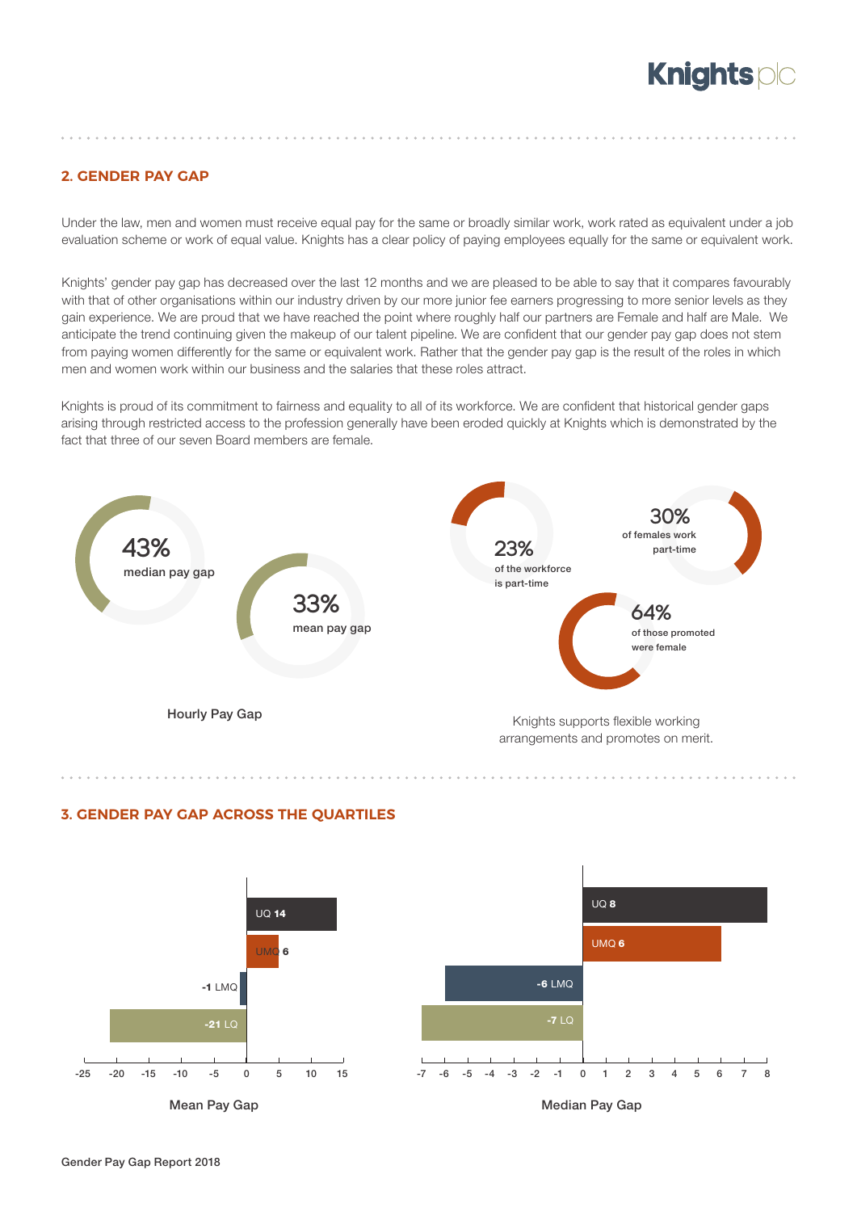## 2. GENDER PAY GAP

Under the law, men and women must receive equal pay for the same or broadly similar work, work rated as equivalent under a job evaluation scheme or work of equal value. Knights has a clear policy of paying employees equally for the same or equivalent work.

Knights' gender pay gap has decreased over the last 12 months and we are pleased to be able to say that it compares favourably with that of other organisations within our industry driven by our more junior fee earners progressing to more senior levels as they gain experience. We are proud that we have reached the point where roughly half our partners are Female and half are Male. We anticipate the trend continuing given the makeup of our talent pipeline. We are confident that our gender pay gap does not stem from paying women differently for the same or equivalent work. Rather that the gender pay gap is the result of the roles in which men and women work within our business and the salaries that these roles attract.

Knights is proud of its commitment to fairness and equality to all of its workforce. We are confident that historical gender gaps arising through restricted access to the profession generally have been eroded quickly at Knights which is demonstrated by the fact that three of our seven Board members are female.

43% median pay gap

33% mean pay gap

Hourly Pay Gap

23% of the workforce is part-time

30% of females work part-time

64% of those promoted were female

Knights supports flexible working arrangements and promotes on merit.

## 3. GENDER PAY GAP ACROSS THE QUARTILES

UQ 14
UMQ 6
-1 LMQ
-21 LQ

-25 -20 -15 -10 -5 0 5 10 15

Mean Pay Gap

UQ 8
UMQ 6
-6 LMQ
-7 LQ

-7 -6 -5 -4 -3 -2 -1 0 1 2 3 4 5 6 7 8

Median Pay Gap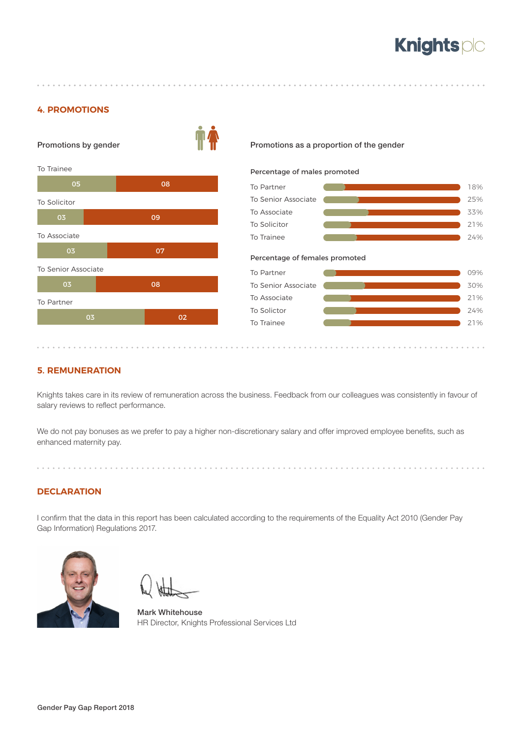## 4. PROMOTIONS

### Promotions by gender

To Trainee
05
08

To Solicitor
03
09

To Associate
03
07

To Senior Associate
03
08

To Partner
03
02

### Promotions as a proportion of the gender

**Percentage of males promoted**

To Partner 18%
To Senior Associate 25%
To Associate 33%
To Solicitor 21%
To Trainee 24%

**Percentage of females promoted**

To Partner 09%
To Senior Associate 30%
To Associate 21%
To Solicitor 24%
To Trainee 21%

## 5. REMUNERATION

Knights takes care in its review of remuneration across the business. Feedback from our colleagues was consistently in favour of salary reviews to reflect performance.

We do not pay bonuses as we prefer to pay a higher non-discretionary salary and offer improved employee benefits, such as enhanced maternity pay.

## DECLARATION

I confirm that the data in this report has been calculated according to the requirements of the Equality Act 2010 (Gender Pay Gap Information) Regulations 2017.

Mark Whitehouse
HR Director, Knights Professional Services Ltd